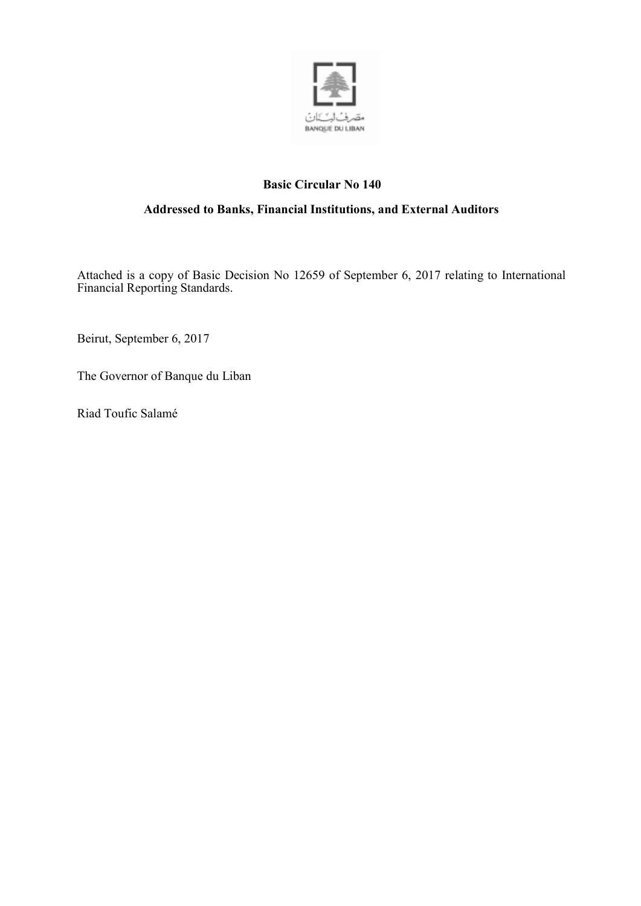**Basic Circular No 140**

**Addressed to Banks, Financial Institutions, and External Auditors**

Attached is a copy of Basic Decision No 12659 of September 6, 2017 relating to International Financial Reporting Standards.

Beirut, September 6, 2017

The Governor of Banque du Liban

Riad Toufic Salamé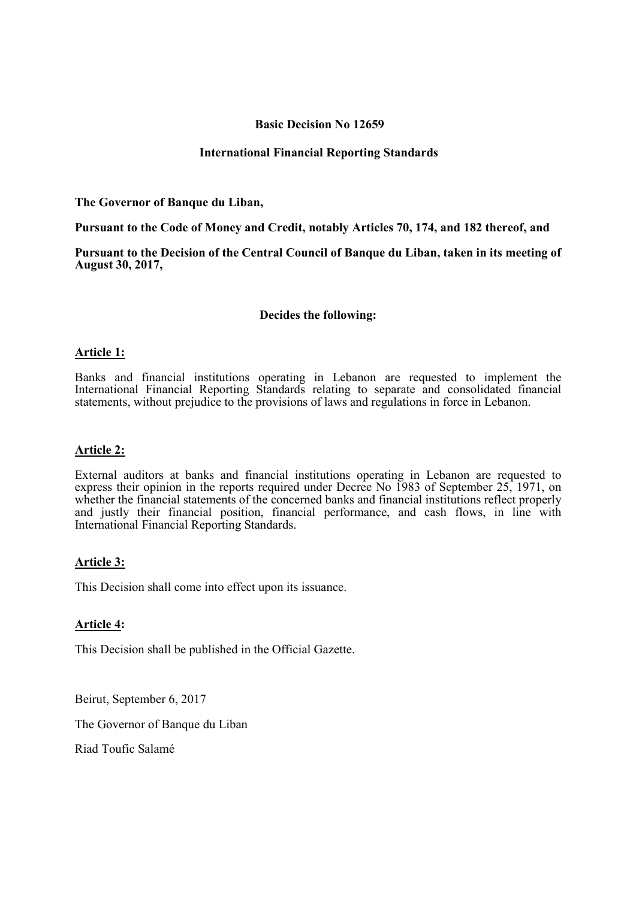# Basic Decision No 12659

## International Financial Reporting Standards

**The Governor of Banque du Liban,**

**Pursuant to the Code of Money and Credit, notably Articles 70, 174, and 182 thereof, and**

**Pursuant to the Decision of the Central Council of Banque du Liban, taken in its meeting of August 30, 2017,**

**Decides the following:**

**Article 1:**

Banks and financial institutions operating in Lebanon are requested to implement the International Financial Reporting Standards relating to separate and consolidated financial statements, without prejudice to the provisions of laws and regulations in force in Lebanon.

**Article 2:**

External auditors at banks and financial institutions operating in Lebanon are requested to express their opinion in the reports required under Decree No 1983 of September 25, 1971, on whether the financial statements of the concerned banks and financial institutions reflect properly and justly their financial position, financial performance, and cash flows, in line with International Financial Reporting Standards.

**Article 3:**

This Decision shall come into effect upon its issuance.

**Article 4:**

This Decision shall be published in the Official Gazette.

Beirut, September 6, 2017

The Governor of Banque du Liban

Riad Toufic Salamé